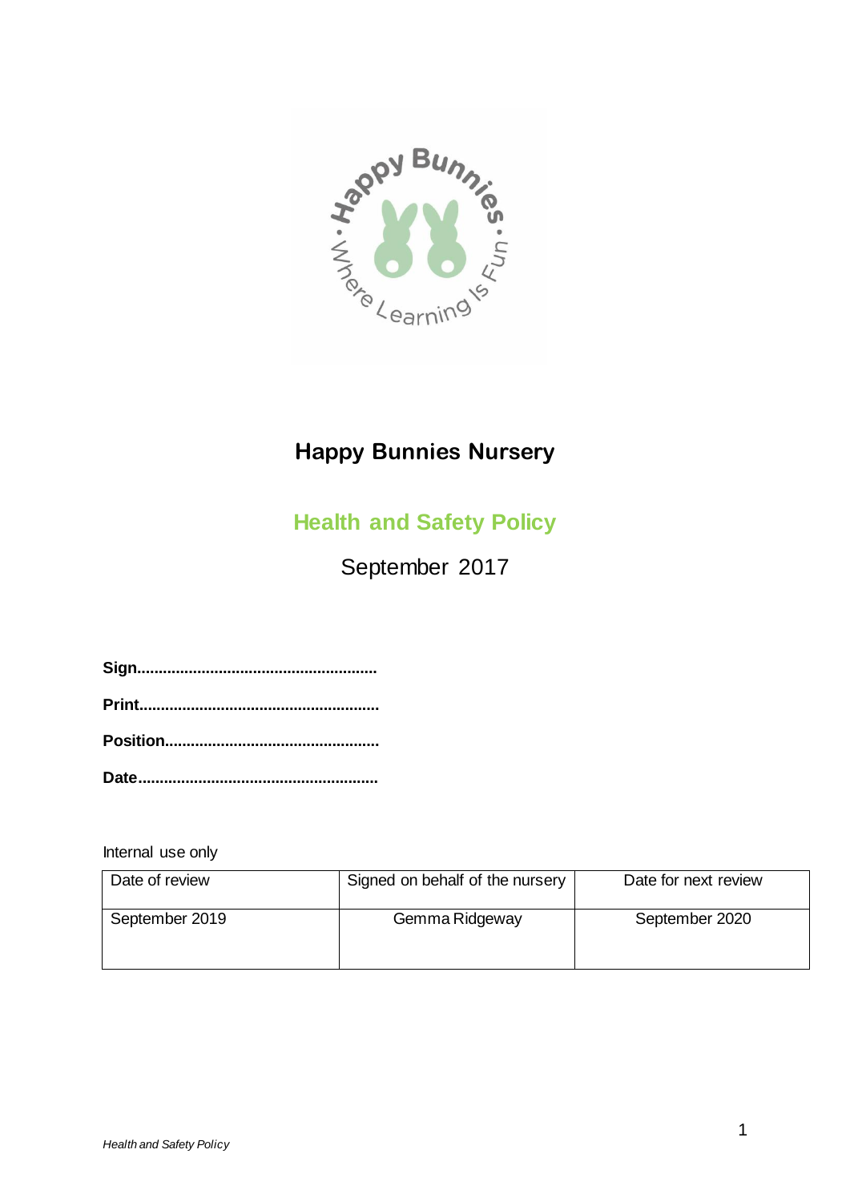# Happy Bunnies Nursery

## Health and Safety Policy

September 2017

**Sign.......................................................**

**Print.......................................................**

**Position.................................................**

**Date........................................................**

Internal use only

| Date of review | Signed on behalf of the nursery | Date for next review |
|---|---|---|
| September 2019 | Gemma Ridgeway | September 2020 |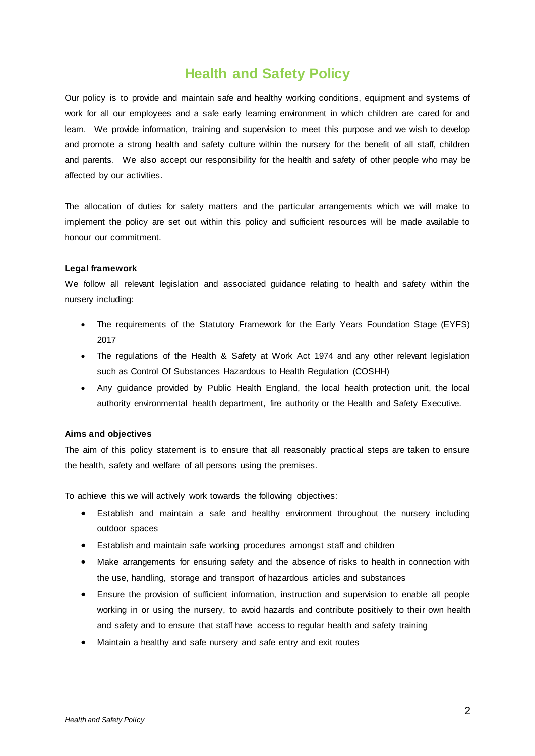# Health and Safety Policy

Our policy is to provide and maintain safe and healthy working conditions, equipment and systems of work for all our employees and a safe early learning environment in which children are cared for and learn. We provide information, training and supervision to meet this purpose and we wish to develop and promote a strong health and safety culture within the nursery for the benefit of all staff, children and parents. We also accept our responsibility for the health and safety of other people who may be affected by our activities.

The allocation of duties for safety matters and the particular arrangements which we will make to implement the policy are set out within this policy and sufficient resources will be made available to honour our commitment.

**Legal framework**

We follow all relevant legislation and associated guidance relating to health and safety within the nursery including:

- The requirements of the Statutory Framework for the Early Years Foundation Stage (EYFS) 2017
- The regulations of the Health & Safety at Work Act 1974 and any other relevant legislation such as Control Of Substances Hazardous to Health Regulation (COSHH)
- Any guidance provided by Public Health England, the local health protection unit, the local authority environmental health department, fire authority or the Health and Safety Executive.

**Aims and objectives**

The aim of this policy statement is to ensure that all reasonably practical steps are taken to ensure the health, safety and welfare of all persons using the premises.

To achieve this we will actively work towards the following objectives:

- Establish and maintain a safe and healthy environment throughout the nursery including outdoor spaces
- Establish and maintain safe working procedures amongst staff and children
- Make arrangements for ensuring safety and the absence of risks to health in connection with the use, handling, storage and transport of hazardous articles and substances
- Ensure the provision of sufficient information, instruction and supervision to enable all people working in or using the nursery, to avoid hazards and contribute positively to their own health and safety and to ensure that staff have access to regular health and safety training
- Maintain a healthy and safe nursery and safe entry and exit routes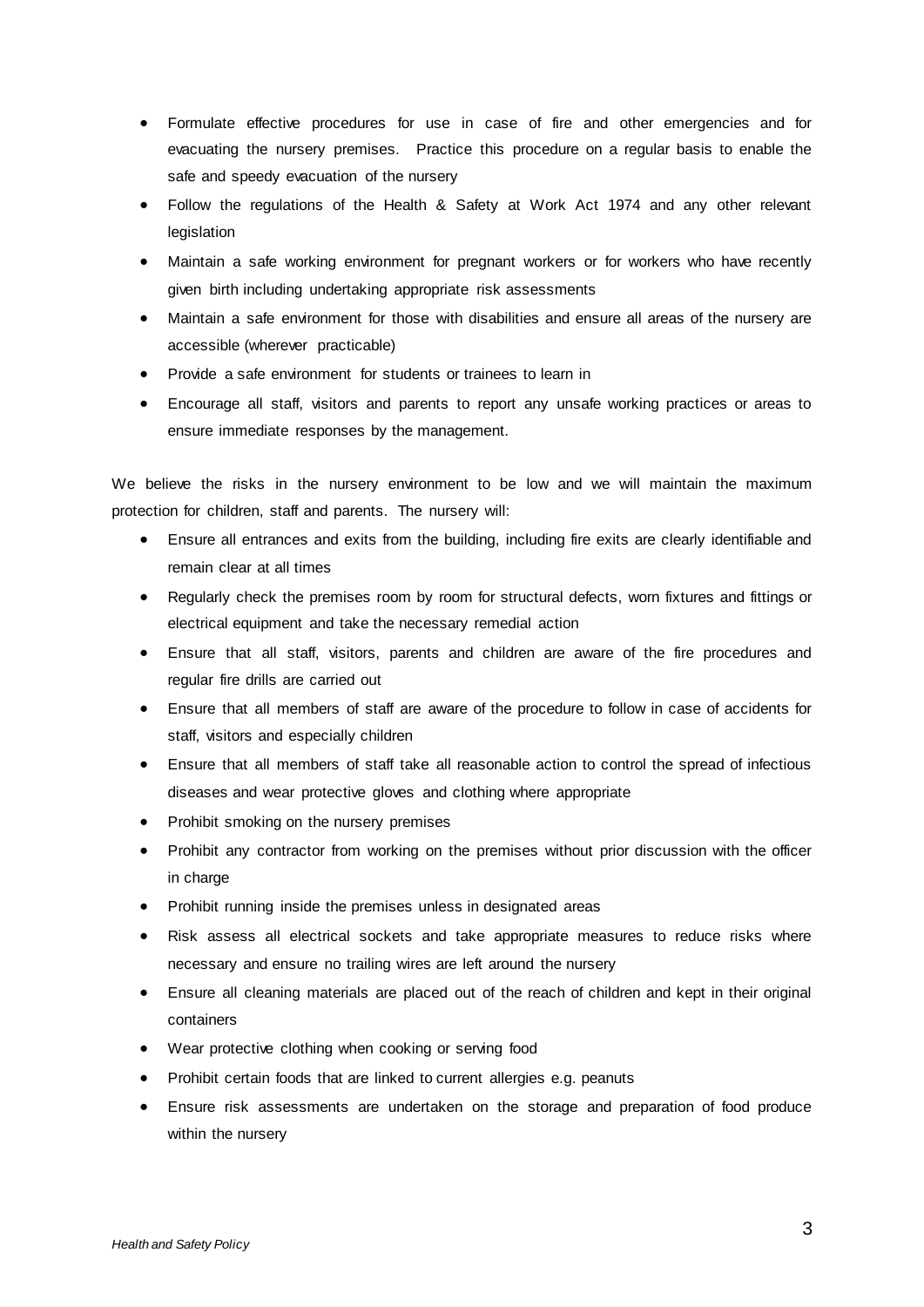- Formulate effective procedures for use in case of fire and other emergencies and for evacuating the nursery premises. Practice this procedure on a regular basis to enable the safe and speedy evacuation of the nursery
- Follow the regulations of the Health & Safety at Work Act 1974 and any other relevant legislation
- Maintain a safe working environment for pregnant workers or for workers who have recently given birth including undertaking appropriate risk assessments
- Maintain a safe environment for those with disabilities and ensure all areas of the nursery are accessible (wherever practicable)
- Provide a safe environment for students or trainees to learn in
- Encourage all staff, visitors and parents to report any unsafe working practices or areas to ensure immediate responses by the management.

We believe the risks in the nursery environment to be low and we will maintain the maximum protection for children, staff and parents. The nursery will:

- Ensure all entrances and exits from the building, including fire exits are clearly identifiable and remain clear at all times
- Regularly check the premises room by room for structural defects, worn fixtures and fittings or electrical equipment and take the necessary remedial action
- Ensure that all staff, visitors, parents and children are aware of the fire procedures and regular fire drills are carried out
- Ensure that all members of staff are aware of the procedure to follow in case of accidents for staff, visitors and especially children
- Ensure that all members of staff take all reasonable action to control the spread of infectious diseases and wear protective gloves and clothing where appropriate
- Prohibit smoking on the nursery premises
- Prohibit any contractor from working on the premises without prior discussion with the officer in charge
- Prohibit running inside the premises unless in designated areas
- Risk assess all electrical sockets and take appropriate measures to reduce risks where necessary and ensure no trailing wires are left around the nursery
- Ensure all cleaning materials are placed out of the reach of children and kept in their original containers
- Wear protective clothing when cooking or serving food
- Prohibit certain foods that are linked to current allergies e.g. peanuts
- Ensure risk assessments are undertaken on the storage and preparation of food produce within the nursery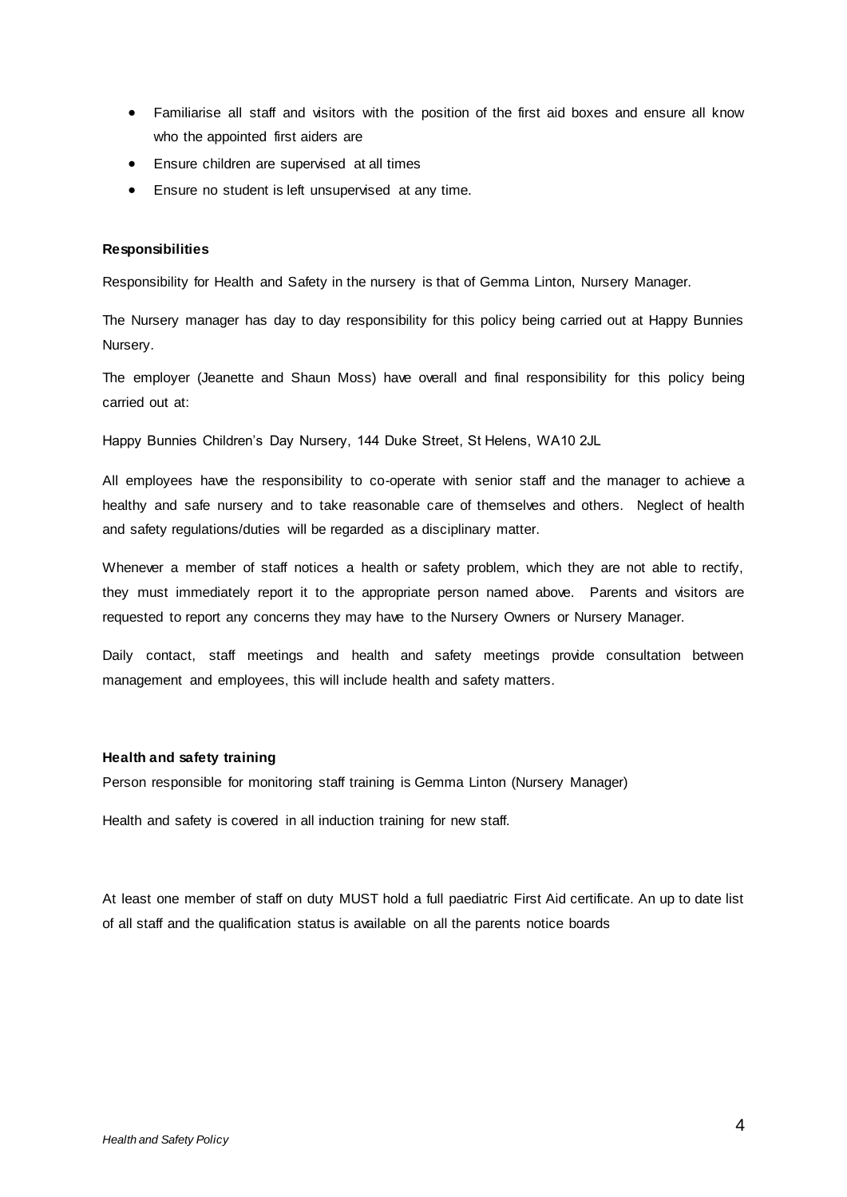- Familiarise all staff and visitors with the position of the first aid boxes and ensure all know who the appointed first aiders are
- Ensure children are supervised at all times
- Ensure no student is left unsupervised at any time.

**Responsibilities**

Responsibility for Health and Safety in the nursery is that of Gemma Linton, Nursery Manager.

The Nursery manager has day to day responsibility for this policy being carried out at Happy Bunnies Nursery.

The employer (Jeanette and Shaun Moss) have overall and final responsibility for this policy being carried out at:

Happy Bunnies Children's Day Nursery, 144 Duke Street, St Helens, WA10 2JL

All employees have the responsibility to co-operate with senior staff and the manager to achieve a healthy and safe nursery and to take reasonable care of themselves and others. Neglect of health and safety regulations/duties will be regarded as a disciplinary matter.

Whenever a member of staff notices a health or safety problem, which they are not able to rectify, they must immediately report it to the appropriate person named above. Parents and visitors are requested to report any concerns they may have to the Nursery Owners or Nursery Manager.

Daily contact, staff meetings and health and safety meetings provide consultation between management and employees, this will include health and safety matters.

**Health and safety training**

Person responsible for monitoring staff training is Gemma Linton (Nursery Manager)

Health and safety is covered in all induction training for new staff.

At least one member of staff on duty MUST hold a full paediatric First Aid certificate. An up to date list of all staff and the qualification status is available on all the parents notice boards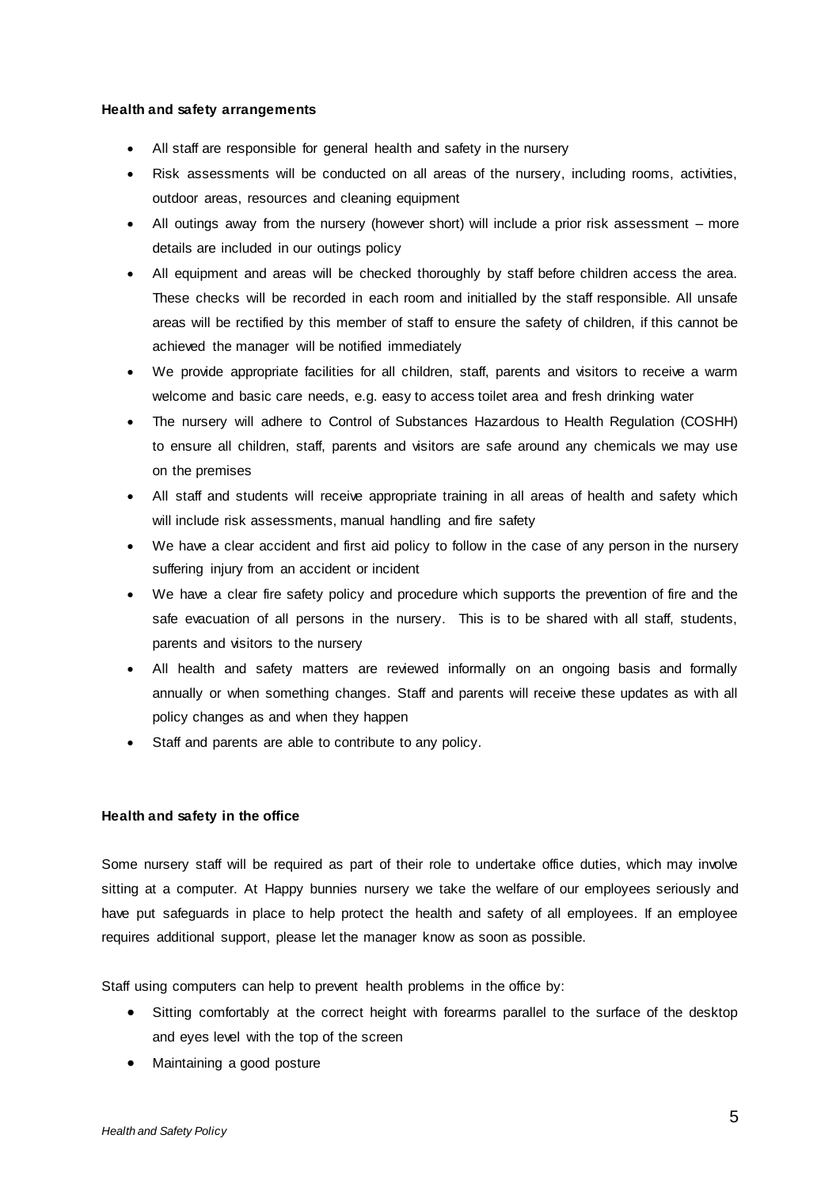**Health and safety arrangements**

- All staff are responsible for general health and safety in the nursery
- Risk assessments will be conducted on all areas of the nursery, including rooms, activities, outdoor areas, resources and cleaning equipment
- All outings away from the nursery (however short) will include a prior risk assessment – more details are included in our outings policy
- All equipment and areas will be checked thoroughly by staff before children access the area. These checks will be recorded in each room and initialled by the staff responsible. All unsafe areas will be rectified by this member of staff to ensure the safety of children, if this cannot be achieved the manager will be notified immediately
- We provide appropriate facilities for all children, staff, parents and visitors to receive a warm welcome and basic care needs, e.g. easy to access toilet area and fresh drinking water
- The nursery will adhere to Control of Substances Hazardous to Health Regulation (COSHH) to ensure all children, staff, parents and visitors are safe around any chemicals we may use on the premises
- All staff and students will receive appropriate training in all areas of health and safety which will include risk assessments, manual handling and fire safety
- We have a clear accident and first aid policy to follow in the case of any person in the nursery suffering injury from an accident or incident
- We have a clear fire safety policy and procedure which supports the prevention of fire and the safe evacuation of all persons in the nursery. This is to be shared with all staff, students, parents and visitors to the nursery
- All health and safety matters are reviewed informally on an ongoing basis and formally annually or when something changes. Staff and parents will receive these updates as with all policy changes as and when they happen
- Staff and parents are able to contribute to any policy.

**Health and safety in the office**

Some nursery staff will be required as part of their role to undertake office duties, which may involve sitting at a computer. At Happy bunnies nursery we take the welfare of our employees seriously and have put safeguards in place to help protect the health and safety of all employees. If an employee requires additional support, please let the manager know as soon as possible.

Staff using computers can help to prevent health problems in the office by:

- Sitting comfortably at the correct height with forearms parallel to the surface of the desktop and eyes level with the top of the screen
- Maintaining a good posture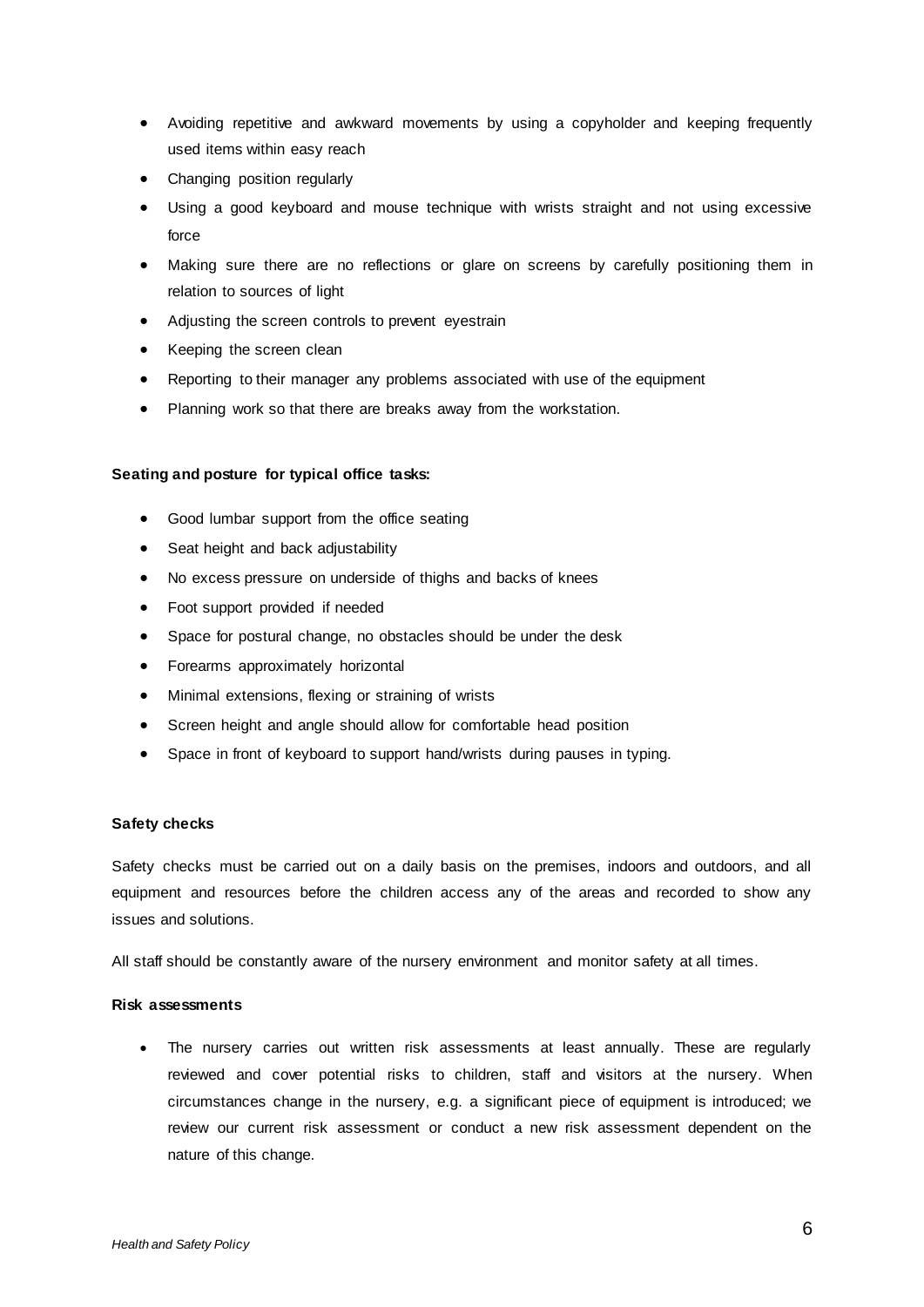- Avoiding repetitive and awkward movements by using a copyholder and keeping frequently used items within easy reach
- Changing position regularly
- Using a good keyboard and mouse technique with wrists straight and not using excessive force
- Making sure there are no reflections or glare on screens by carefully positioning them in relation to sources of light
- Adjusting the screen controls to prevent eyestrain
- Keeping the screen clean
- Reporting to their manager any problems associated with use of the equipment
- Planning work so that there are breaks away from the workstation.

**Seating and posture for typical office tasks:**

- Good lumbar support from the office seating
- Seat height and back adjustability
- No excess pressure on underside of thighs and backs of knees
- Foot support provided if needed
- Space for postural change, no obstacles should be under the desk
- Forearms approximately horizontal
- Minimal extensions, flexing or straining of wrists
- Screen height and angle should allow for comfortable head position
- Space in front of keyboard to support hand/wrists during pauses in typing.

**Safety checks**

Safety checks must be carried out on a daily basis on the premises, indoors and outdoors, and all equipment and resources before the children access any of the areas and recorded to show any issues and solutions.

All staff should be constantly aware of the nursery environment and monitor safety at all times.

**Risk assessments**

- The nursery carries out written risk assessments at least annually. These are regularly reviewed and cover potential risks to children, staff and visitors at the nursery. When circumstances change in the nursery, e.g. a significant piece of equipment is introduced; we review our current risk assessment or conduct a new risk assessment dependent on the nature of this change.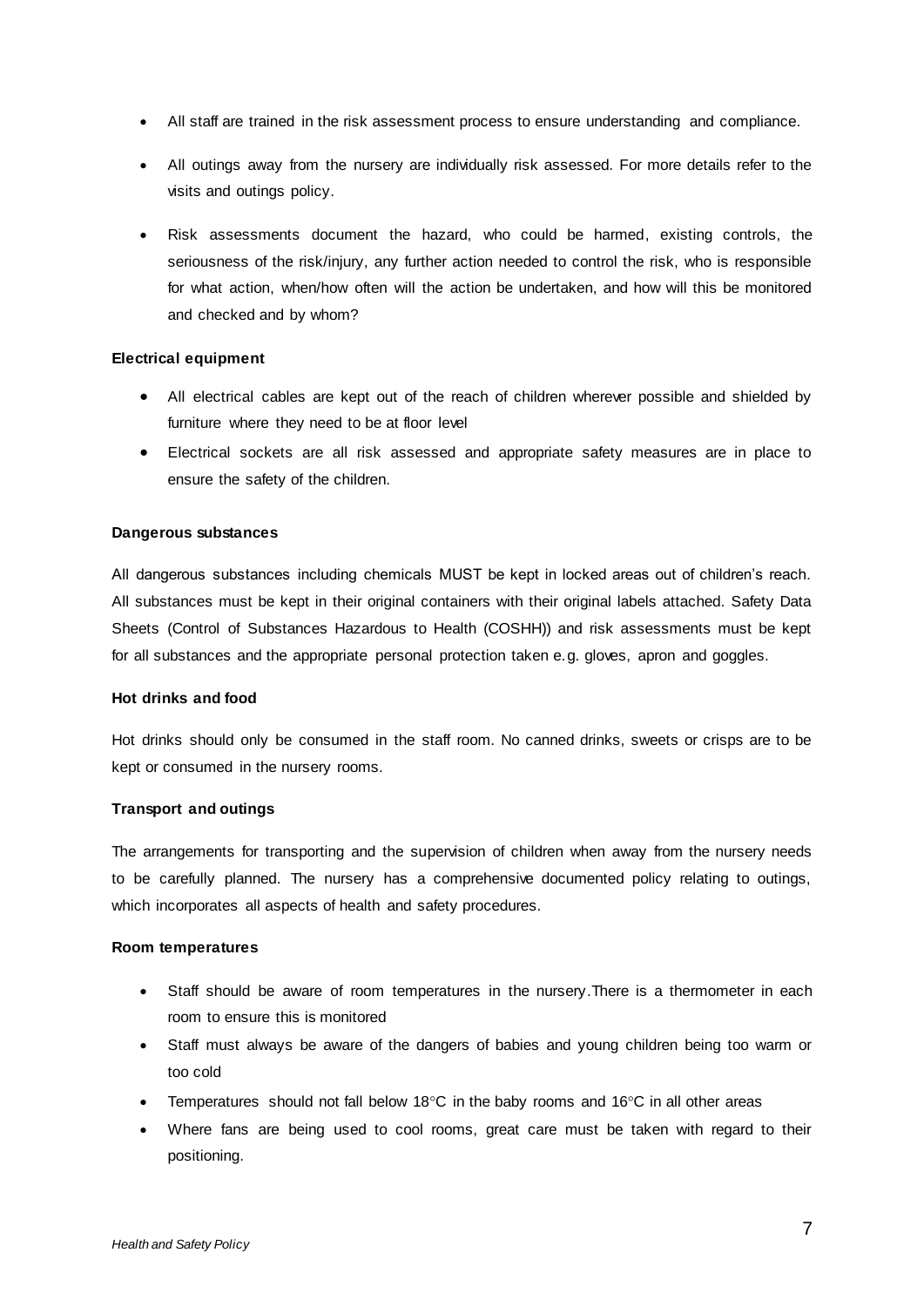- All staff are trained in the risk assessment process to ensure understanding and compliance.
- All outings away from the nursery are individually risk assessed. For more details refer to the visits and outings policy.
- Risk assessments document the hazard, who could be harmed, existing controls, the seriousness of the risk/injury, any further action needed to control the risk, who is responsible for what action, when/how often will the action be undertaken, and how will this be monitored and checked and by whom?

**Electrical equipment**

- All electrical cables are kept out of the reach of children wherever possible and shielded by furniture where they need to be at floor level
- Electrical sockets are all risk assessed and appropriate safety measures are in place to ensure the safety of the children.

**Dangerous substances**

All dangerous substances including chemicals MUST be kept in locked areas out of children's reach. All substances must be kept in their original containers with their original labels attached. Safety Data Sheets (Control of Substances Hazardous to Health (COSHH)) and risk assessments must be kept for all substances and the appropriate personal protection taken e.g. gloves, apron and goggles.

**Hot drinks and food**

Hot drinks should only be consumed in the staff room. No canned drinks, sweets or crisps are to be kept or consumed in the nursery rooms.

**Transport and outings**

The arrangements for transporting and the supervision of children when away from the nursery needs to be carefully planned. The nursery has a comprehensive documented policy relating to outings, which incorporates all aspects of health and safety procedures.

**Room temperatures**

- Staff should be aware of room temperatures in the nursery.There is a thermometer in each room to ensure this is monitored
- Staff must always be aware of the dangers of babies and young children being too warm or too cold
- Temperatures should not fall below 18°C in the baby rooms and 16°C in all other areas
- Where fans are being used to cool rooms, great care must be taken with regard to their positioning.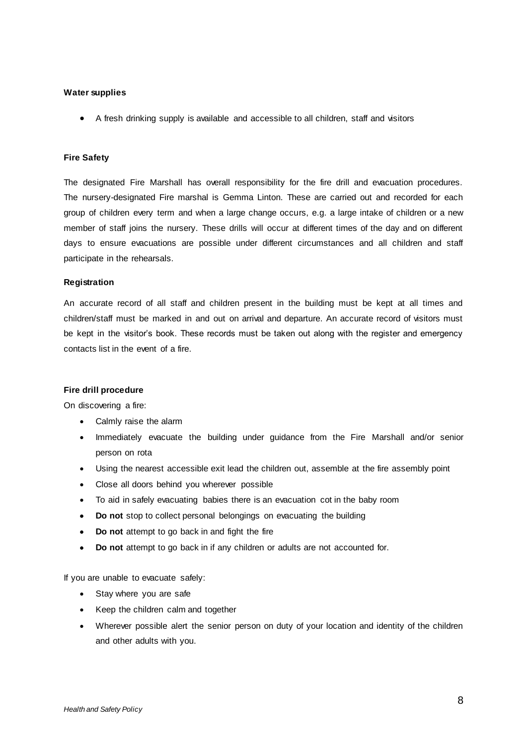**Water supplies**

- A fresh drinking supply is available and accessible to all children, staff and visitors

**Fire Safety**

The designated Fire Marshall has overall responsibility for the fire drill and evacuation procedures. The nursery-designated Fire marshal is Gemma Linton. These are carried out and recorded for each group of children every term and when a large change occurs, e.g. a large intake of children or a new member of staff joins the nursery. These drills will occur at different times of the day and on different days to ensure evacuations are possible under different circumstances and all children and staff participate in the rehearsals.

**Registration**

An accurate record of all staff and children present in the building must be kept at all times and children/staff must be marked in and out on arrival and departure. An accurate record of visitors must be kept in the visitor's book. These records must be taken out along with the register and emergency contacts list in the event of a fire.

**Fire drill procedure**

On discovering a fire:

- Calmly raise the alarm
- Immediately evacuate the building under guidance from the Fire Marshall and/or senior person on rota
- Using the nearest accessible exit lead the children out, assemble at the fire assembly point
- Close all doors behind you wherever possible
- To aid in safely evacuating babies there is an evacuation cot in the baby room
- **Do not** stop to collect personal belongings on evacuating the building
- **Do not** attempt to go back in and fight the fire
- **Do not** attempt to go back in if any children or adults are not accounted for.

If you are unable to evacuate safely:

- Stay where you are safe
- Keep the children calm and together
- Wherever possible alert the senior person on duty of your location and identity of the children and other adults with you.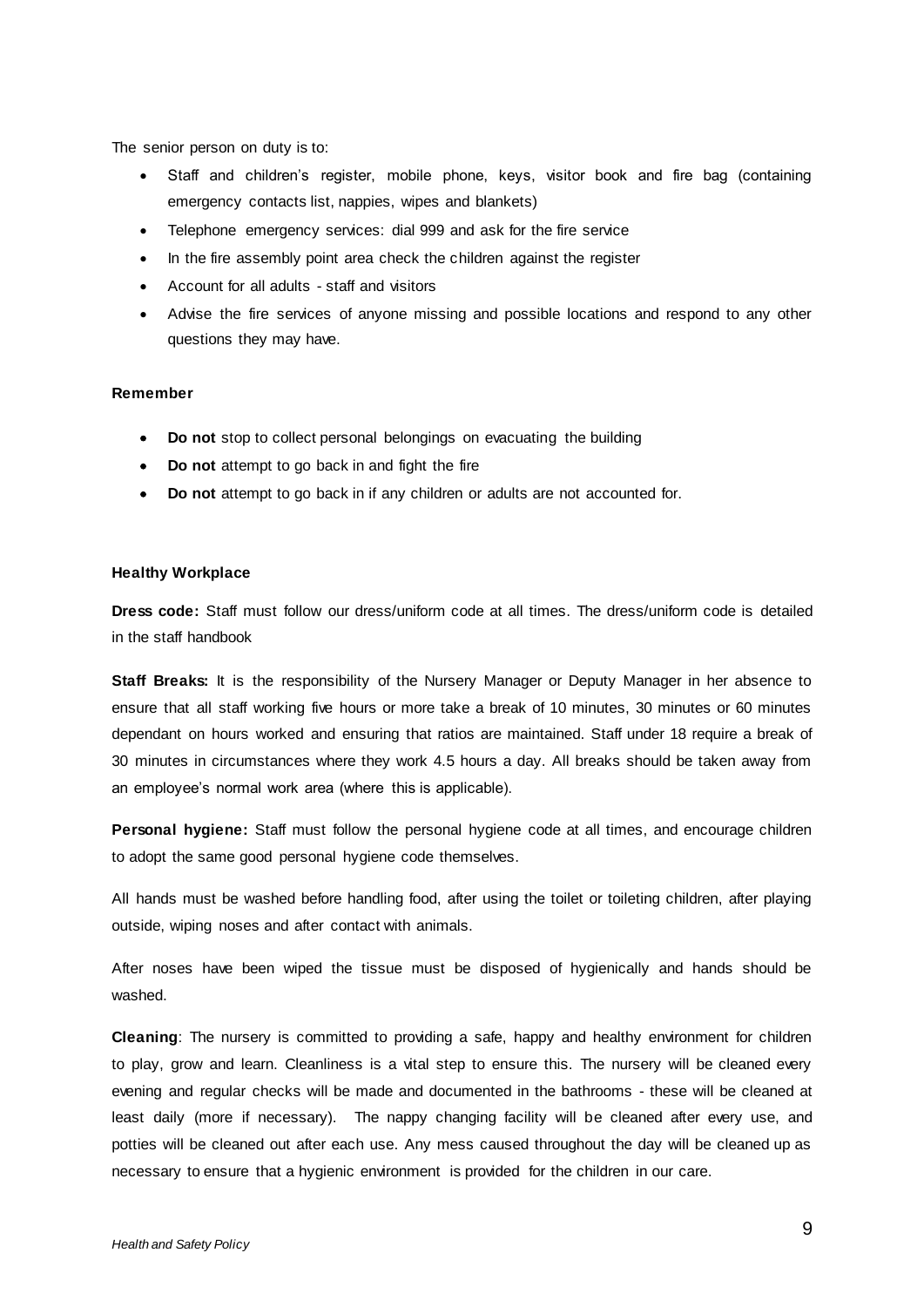The senior person on duty is to:

- Staff and children's register, mobile phone, keys, visitor book and fire bag (containing emergency contacts list, nappies, wipes and blankets)
- Telephone emergency services: dial 999 and ask for the fire service
- In the fire assembly point area check the children against the register
- Account for all adults - staff and visitors
- Advise the fire services of anyone missing and possible locations and respond to any other questions they may have.

**Remember**

- **Do not** stop to collect personal belongings on evacuating the building
- **Do not** attempt to go back in and fight the fire
- **Do not** attempt to go back in if any children or adults are not accounted for.

**Healthy Workplace**

**Dress code:** Staff must follow our dress/uniform code at all times. The dress/uniform code is detailed in the staff handbook

**Staff Breaks:** It is the responsibility of the Nursery Manager or Deputy Manager in her absence to ensure that all staff working five hours or more take a break of 10 minutes, 30 minutes or 60 minutes dependant on hours worked and ensuring that ratios are maintained. Staff under 18 require a break of 30 minutes in circumstances where they work 4.5 hours a day. All breaks should be taken away from an employee's normal work area (where this is applicable).

**Personal hygiene:** Staff must follow the personal hygiene code at all times, and encourage children to adopt the same good personal hygiene code themselves.

All hands must be washed before handling food, after using the toilet or toileting children, after playing outside, wiping noses and after contact with animals.

After noses have been wiped the tissue must be disposed of hygienically and hands should be washed.

**Cleaning**: The nursery is committed to providing a safe, happy and healthy environment for children to play, grow and learn. Cleanliness is a vital step to ensure this. The nursery will be cleaned every evening and regular checks will be made and documented in the bathrooms - these will be cleaned at least daily (more if necessary). The nappy changing facility will be cleaned after every use, and potties will be cleaned out after each use. Any mess caused throughout the day will be cleaned up as necessary to ensure that a hygienic environment is provided for the children in our care.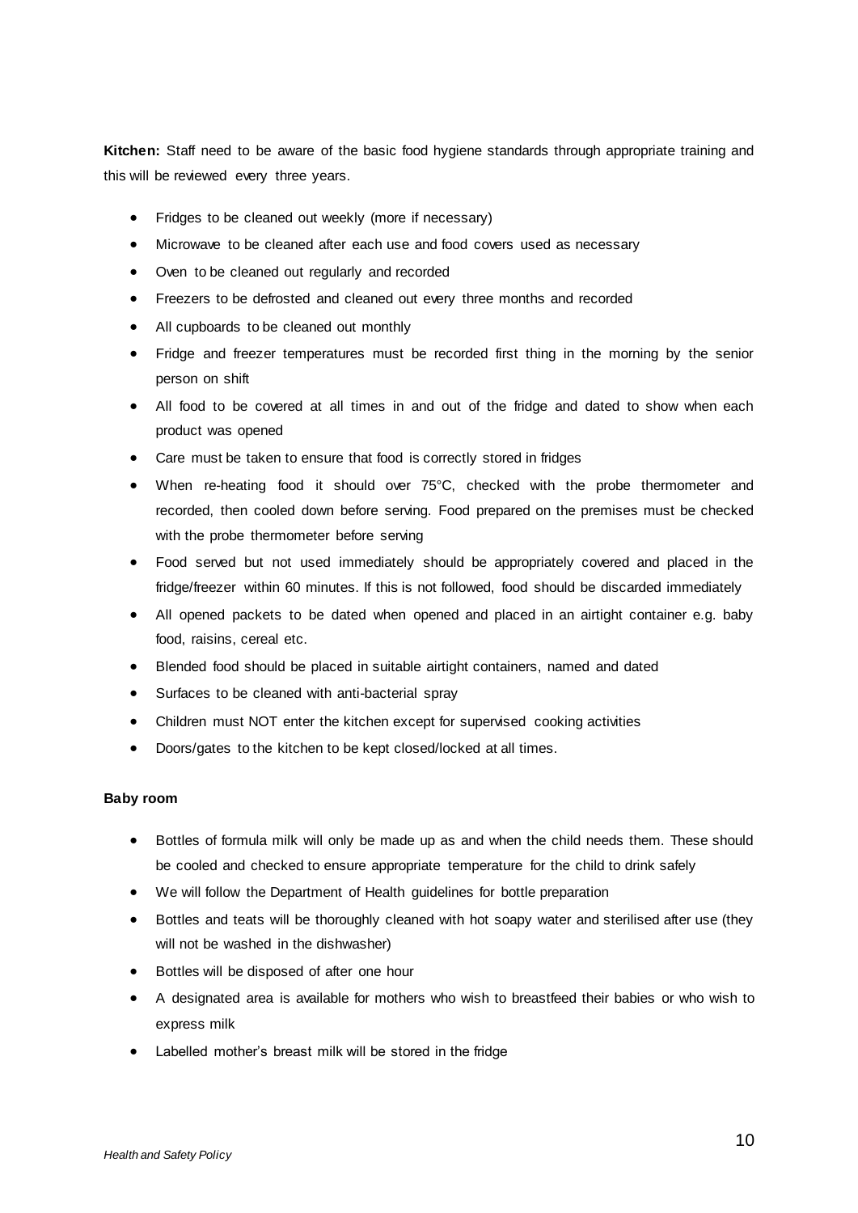**Kitchen:** Staff need to be aware of the basic food hygiene standards through appropriate training and this will be reviewed every three years.

- Fridges to be cleaned out weekly (more if necessary)
- Microwave to be cleaned after each use and food covers used as necessary
- Oven to be cleaned out regularly and recorded
- Freezers to be defrosted and cleaned out every three months and recorded
- All cupboards to be cleaned out monthly
- Fridge and freezer temperatures must be recorded first thing in the morning by the senior person on shift
- All food to be covered at all times in and out of the fridge and dated to show when each product was opened
- Care must be taken to ensure that food is correctly stored in fridges
- When re-heating food it should over 75°C, checked with the probe thermometer and recorded, then cooled down before serving. Food prepared on the premises must be checked with the probe thermometer before serving
- Food served but not used immediately should be appropriately covered and placed in the fridge/freezer within 60 minutes. If this is not followed, food should be discarded immediately
- All opened packets to be dated when opened and placed in an airtight container e.g. baby food, raisins, cereal etc.
- Blended food should be placed in suitable airtight containers, named and dated
- Surfaces to be cleaned with anti-bacterial spray
- Children must NOT enter the kitchen except for supervised cooking activities
- Doors/gates to the kitchen to be kept closed/locked at all times.

**Baby room**

- Bottles of formula milk will only be made up as and when the child needs them. These should be cooled and checked to ensure appropriate temperature for the child to drink safely
- We will follow the Department of Health guidelines for bottle preparation
- Bottles and teats will be thoroughly cleaned with hot soapy water and sterilised after use (they will not be washed in the dishwasher)
- Bottles will be disposed of after one hour
- A designated area is available for mothers who wish to breastfeed their babies or who wish to express milk
- Labelled mother's breast milk will be stored in the fridge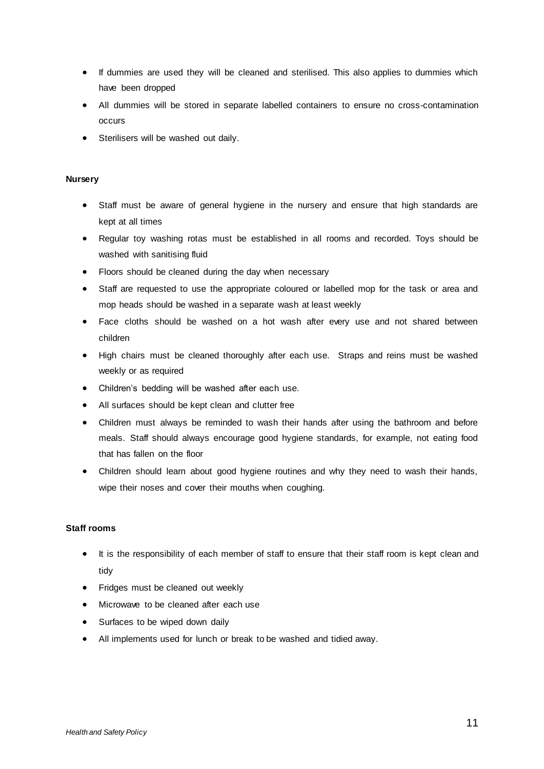- If dummies are used they will be cleaned and sterilised. This also applies to dummies which have been dropped
- All dummies will be stored in separate labelled containers to ensure no cross-contamination occurs
- Sterilisers will be washed out daily.

**Nursery**

- Staff must be aware of general hygiene in the nursery and ensure that high standards are kept at all times
- Regular toy washing rotas must be established in all rooms and recorded. Toys should be washed with sanitising fluid
- Floors should be cleaned during the day when necessary
- Staff are requested to use the appropriate coloured or labelled mop for the task or area and mop heads should be washed in a separate wash at least weekly
- Face cloths should be washed on a hot wash after every use and not shared between children
- High chairs must be cleaned thoroughly after each use. Straps and reins must be washed weekly or as required
- Children's bedding will be washed after each use.
- All surfaces should be kept clean and clutter free
- Children must always be reminded to wash their hands after using the bathroom and before meals. Staff should always encourage good hygiene standards, for example, not eating food that has fallen on the floor
- Children should learn about good hygiene routines and why they need to wash their hands, wipe their noses and cover their mouths when coughing.

**Staff rooms**

- It is the responsibility of each member of staff to ensure that their staff room is kept clean and tidy
- Fridges must be cleaned out weekly
- Microwave to be cleaned after each use
- Surfaces to be wiped down daily
- All implements used for lunch or break to be washed and tidied away.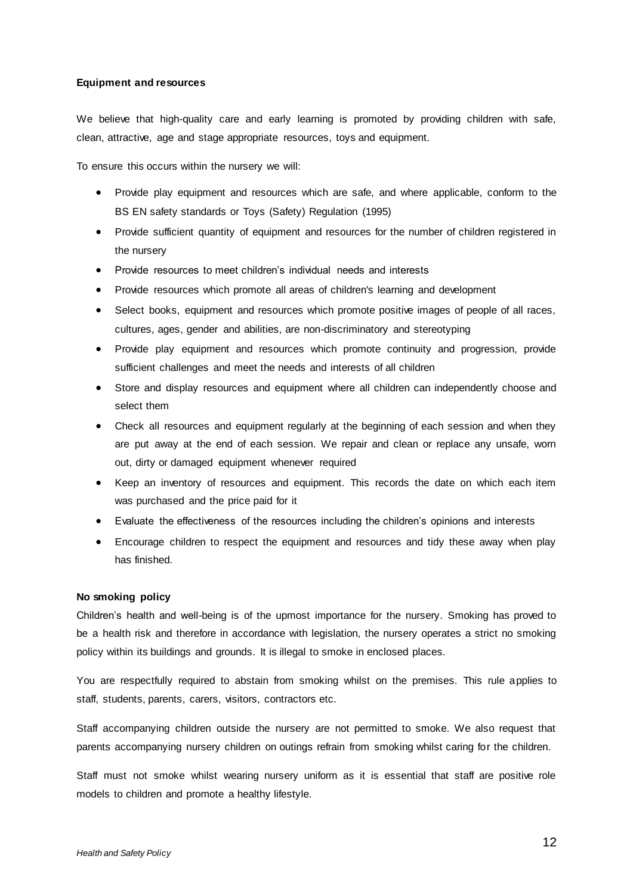**Equipment and resources**

We believe that high-quality care and early learning is promoted by providing children with safe, clean, attractive, age and stage appropriate resources, toys and equipment.

To ensure this occurs within the nursery we will:

- Provide play equipment and resources which are safe, and where applicable, conform to the BS EN safety standards or Toys (Safety) Regulation (1995)
- Provide sufficient quantity of equipment and resources for the number of children registered in the nursery
- Provide resources to meet children's individual needs and interests
- Provide resources which promote all areas of children's learning and development
- Select books, equipment and resources which promote positive images of people of all races, cultures, ages, gender and abilities, are non-discriminatory and stereotyping
- Provide play equipment and resources which promote continuity and progression, provide sufficient challenges and meet the needs and interests of all children
- Store and display resources and equipment where all children can independently choose and select them
- Check all resources and equipment regularly at the beginning of each session and when they are put away at the end of each session. We repair and clean or replace any unsafe, worn out, dirty or damaged equipment whenever required
- Keep an inventory of resources and equipment. This records the date on which each item was purchased and the price paid for it
- Evaluate the effectiveness of the resources including the children's opinions and interests
- Encourage children to respect the equipment and resources and tidy these away when play has finished.

**No smoking policy**

Children's health and well-being is of the upmost importance for the nursery. Smoking has proved to be a health risk and therefore in accordance with legislation, the nursery operates a strict no smoking policy within its buildings and grounds. It is illegal to smoke in enclosed places.

You are respectfully required to abstain from smoking whilst on the premises. This rule applies to staff, students, parents, carers, visitors, contractors etc.

Staff accompanying children outside the nursery are not permitted to smoke. We also request that parents accompanying nursery children on outings refrain from smoking whilst caring for the children.

Staff must not smoke whilst wearing nursery uniform as it is essential that staff are positive role models to children and promote a healthy lifestyle.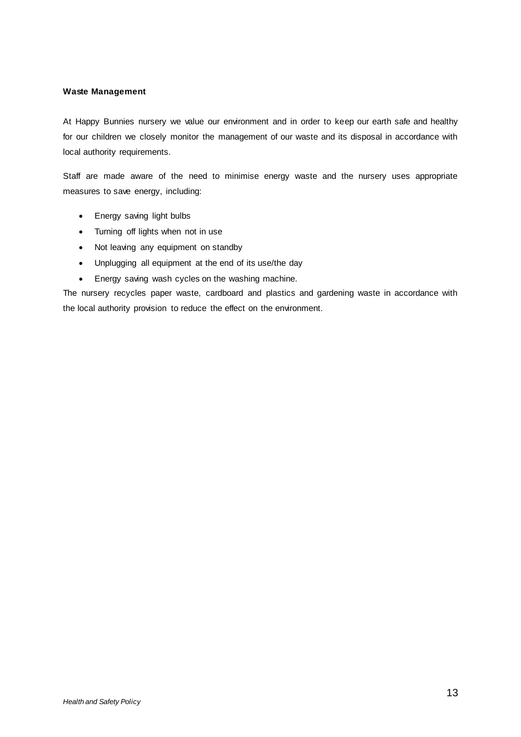**Waste Management**

At Happy Bunnies nursery we value our environment and in order to keep our earth safe and healthy for our children we closely monitor the management of our waste and its disposal in accordance with local authority requirements.

Staff are made aware of the need to minimise energy waste and the nursery uses appropriate measures to save energy, including:

- Energy saving light bulbs
- Turning off lights when not in use
- Not leaving any equipment on standby
- Unplugging all equipment at the end of its use/the day
- Energy saving wash cycles on the washing machine.

The nursery recycles paper waste, cardboard and plastics and gardening waste in accordance with the local authority provision to reduce the effect on the environment.